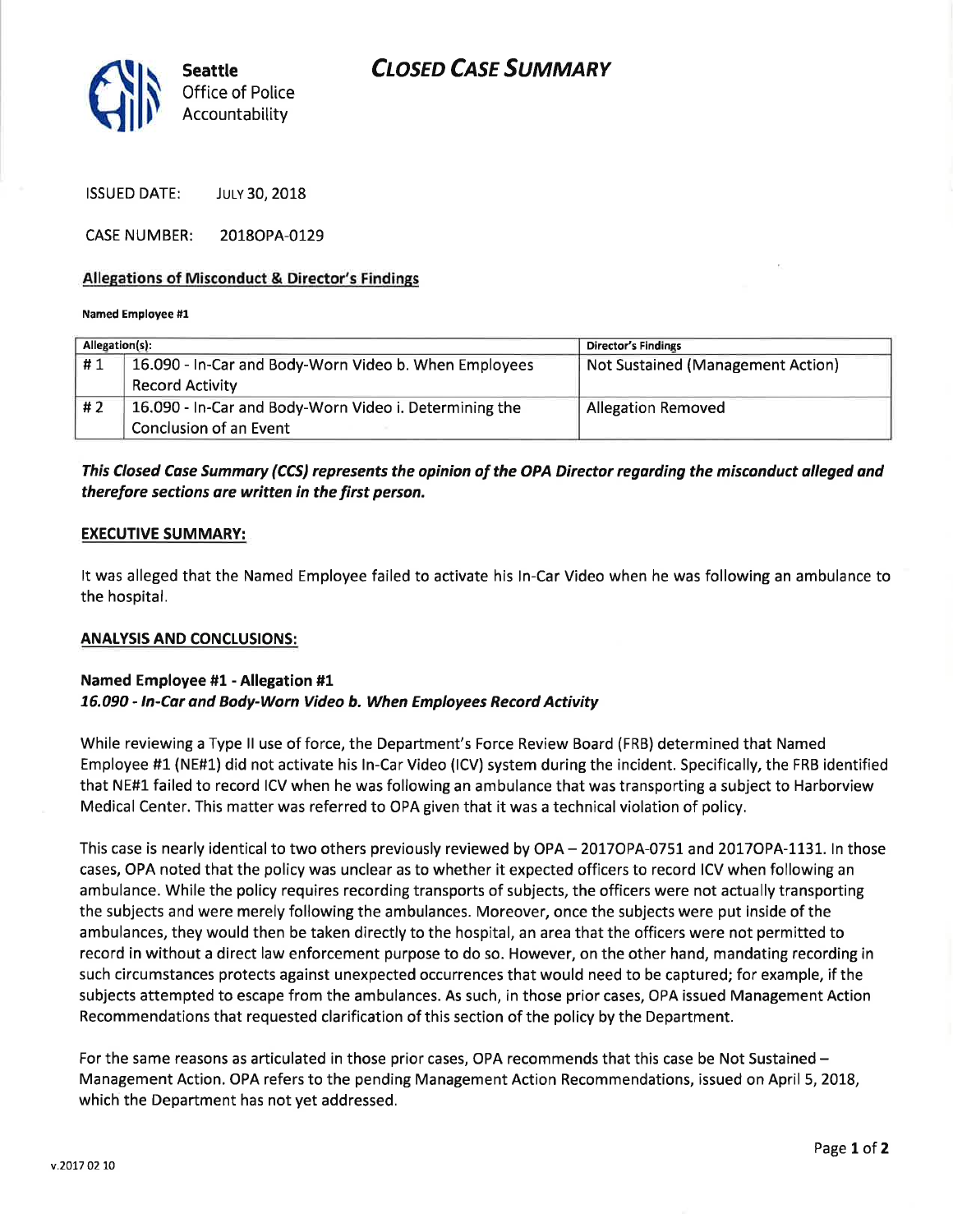**Seattle**
Office of Police
Accountability

# CLOSED CASE SUMMARY

ISSUED DATE: JULY 30, 2018

CASE NUMBER: 2018OPA-0129

## Allegations of Misconduct & Director's Findings

**Named Employee #1**

| Allegation(s): | | Director's Findings |
|---|---|---|
| # 1 | 16.090 - In-Car and Body-Worn Video b. When Employees Record Activity | Not Sustained (Management Action) |
| # 2 | 16.090 - In-Car and Body-Worn Video i. Determining the Conclusion of an Event | Allegation Removed |

***This Closed Case Summary (CCS) represents the opinion of the OPA Director regarding the misconduct alleged and therefore sections are written in the first person.***

## EXECUTIVE SUMMARY:

It was alleged that the Named Employee failed to activate his In-Car Video when he was following an ambulance to the hospital.

## ANALYSIS AND CONCLUSIONS:

**Named Employee #1 - Allegation #1**
***16.090 - In-Car and Body-Worn Video b. When Employees Record Activity***

While reviewing a Type II use of force, the Department's Force Review Board (FRB) determined that Named Employee #1 (NE#1) did not activate his In-Car Video (ICV) system during the incident. Specifically, the FRB identified that NE#1 failed to record ICV when he was following an ambulance that was transporting a subject to Harborview Medical Center. This matter was referred to OPA given that it was a technical violation of policy.

This case is nearly identical to two others previously reviewed by OPA – 2017OPA-0751 and 2017OPA-1131. In those cases, OPA noted that the policy was unclear as to whether it expected officers to record ICV when following an ambulance. While the policy requires recording transports of subjects, the officers were not actually transporting the subjects and were merely following the ambulances. Moreover, once the subjects were put inside of the ambulances, they would then be taken directly to the hospital, an area that the officers were not permitted to record in without a direct law enforcement purpose to do so. However, on the other hand, mandating recording in such circumstances protects against unexpected occurrences that would need to be captured; for example, if the subjects attempted to escape from the ambulances. As such, in those prior cases, OPA issued Management Action Recommendations that requested clarification of this section of the policy by the Department.

For the same reasons as articulated in those prior cases, OPA recommends that this case be Not Sustained – Management Action. OPA refers to the pending Management Action Recommendations, issued on April 5, 2018, which the Department has not yet addressed.

v.2017 02 10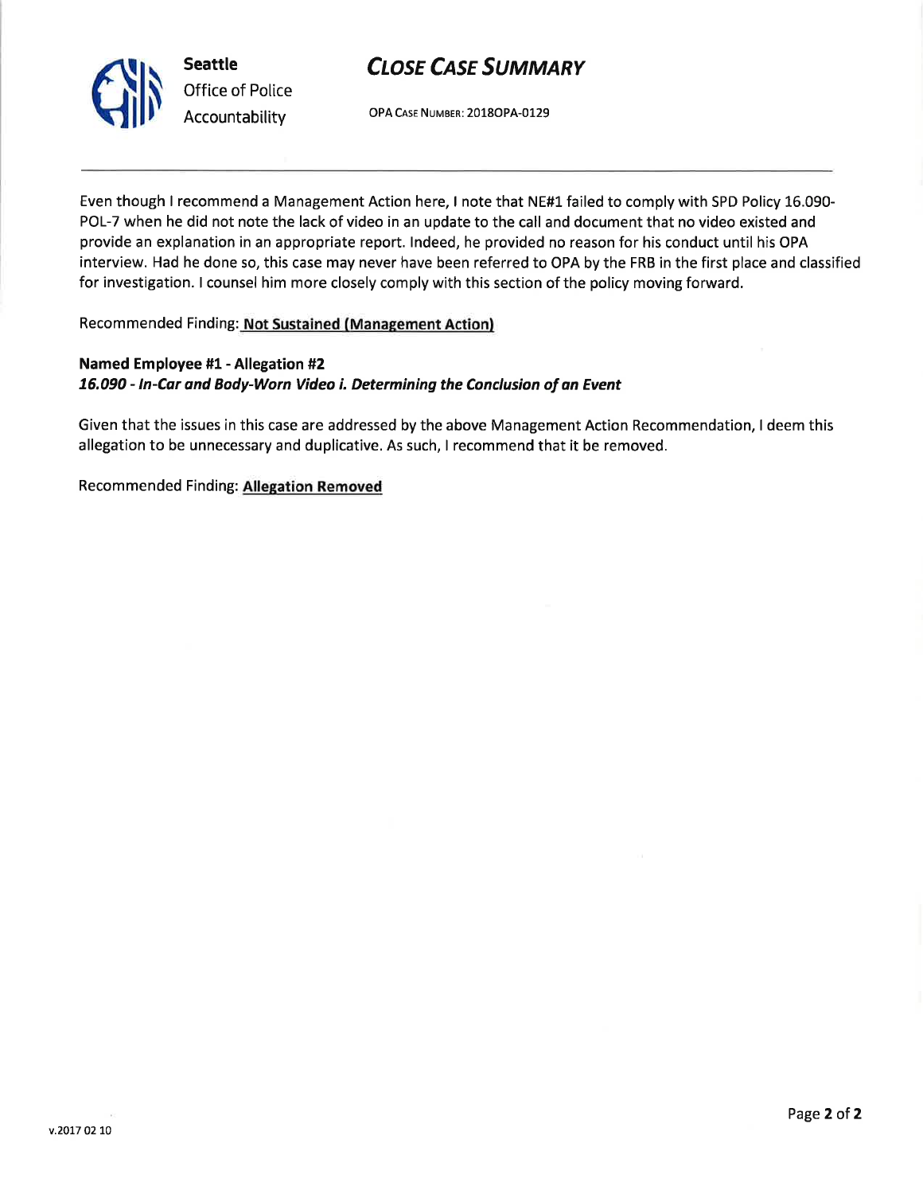Even though I recommend a Management Action here, I note that NE#1 failed to comply with SPD Policy 16.090-POL-7 when he did not note the lack of video in an update to the call and document that no video existed and provide an explanation in an appropriate report. Indeed, he provided no reason for his conduct until his OPA interview. Had he done so, this case may never have been referred to OPA by the FRB in the first place and classified for investigation. I counsel him more closely comply with this section of the policy moving forward.

Recommended Finding: **Not Sustained (Management Action)**

**Named Employee #1 - Allegation #2**
***16.090 - In-Car and Body-Worn Video i. Determining the Conclusion of an Event***

Given that the issues in this case are addressed by the above Management Action Recommendation, I deem this allegation to be unnecessary and duplicative. As such, I recommend that it be removed.

Recommended Finding: **Allegation Removed**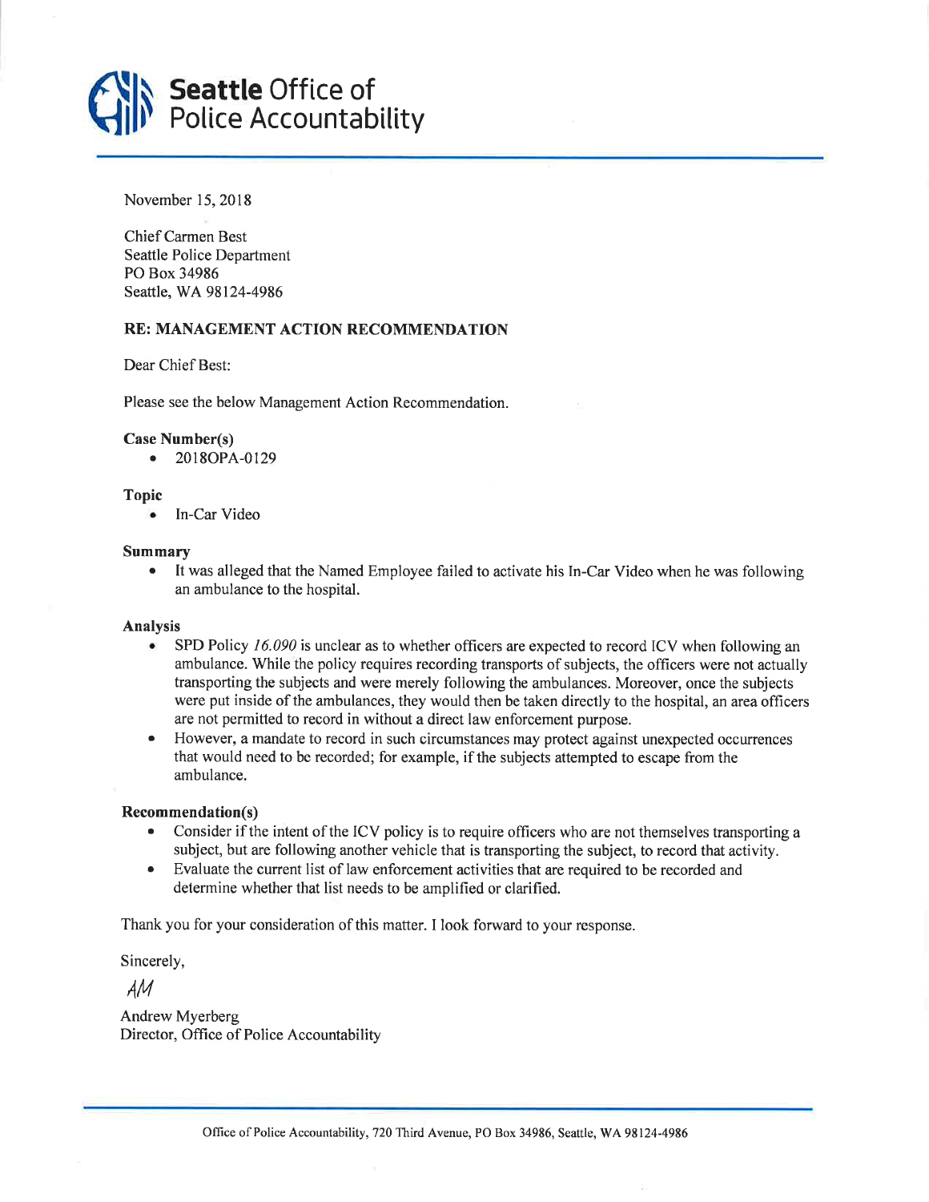# **Seattle** Office of Police Accountability

November 15, 2018

Chief Carmen Best
Seattle Police Department
PO Box 34986
Seattle, WA 98124-4986

**RE: MANAGEMENT ACTION RECOMMENDATION**

Dear Chief Best:

Please see the below Management Action Recommendation.

**Case Number(s)**

- 2018OPA-0129

**Topic**

- In-Car Video

**Summary**

- It was alleged that the Named Employee failed to activate his In-Car Video when he was following an ambulance to the hospital.

**Analysis**

- SPD Policy *16.090* is unclear as to whether officers are expected to record ICV when following an ambulance. While the policy requires recording transports of subjects, the officers were not actually transporting the subjects and were merely following the ambulances. Moreover, once the subjects were put inside of the ambulances, they would then be taken directly to the hospital, an area officers are not permitted to record in without a direct law enforcement purpose.
- However, a mandate to record in such circumstances may protect against unexpected occurrences that would need to be recorded; for example, if the subjects attempted to escape from the ambulance.

**Recommendation(s)**

- Consider if the intent of the ICV policy is to require officers who are not themselves transporting a subject, but are following another vehicle that is transporting the subject, to record that activity.
- Evaluate the current list of law enforcement activities that are required to be recorded and determine whether that list needs to be amplified or clarified.

Thank you for your consideration of this matter. I look forward to your response.

Sincerely,

*AM*

Andrew Myerberg
Director, Office of Police Accountability

Office of Police Accountability, 720 Third Avenue, PO Box 34986, Seattle, WA 98124-4986